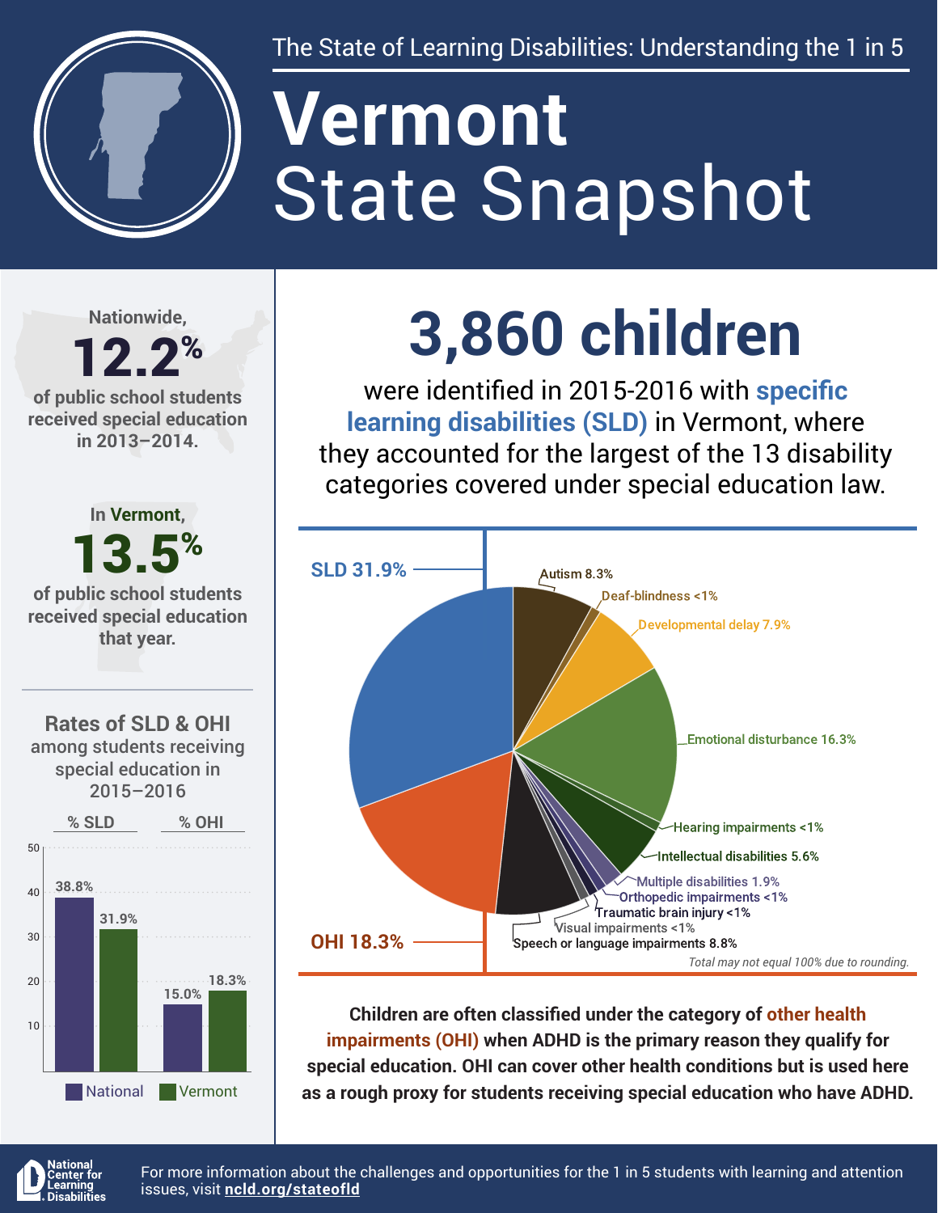The State of Learning Disabilities: Understanding the 1 in 5

# Vermont
# State Snapshot

Nationwide, **12.2%** of public school students received special education in 2013–2014.

In Vermont, **13.5%** of public school students received special education that year.

## Rates of SLD & OHI among students receiving special education in 2015–2016

| | % SLD | % OHI |
|---|---|---|
| National | 38.8% | 15.0% |
| Vermont | 31.9% | 18.3% |

## 3,860 children

were identified in 2015-2016 with **specific learning disabilities (SLD)** in Vermont, where they accounted for the largest of the 13 disability categories covered under special education law.

| Category | % |
|---|---|
| SLD | 31.9% |
| Autism | 8.3% |
| Deaf-blindness | <1% |
| Developmental delay | 7.9% |
| Emotional disturbance | 16.3% |
| Hearing impairments | <1% |
| Intellectual disabilities | 5.6% |
| Multiple disabilities | 1.9% |
| Orthopedic impairments | <1% |
| Traumatic brain injury | <1% |
| Visual impairments | <1% |
| Speech or language impairments | 8.8% |
| OHI | 18.3% |

*Total may not equal 100% due to rounding.*

**Children are often classified under the category of other health impairments (OHI) when ADHD is the primary reason they qualify for special education. OHI can cover other health conditions but is used here as a rough proxy for students receiving special education who have ADHD.**

National Center for Learning Disabilities

For more information about the challenges and opportunities for the 1 in 5 students with learning and attention issues, visit **ncld.org/stateofld**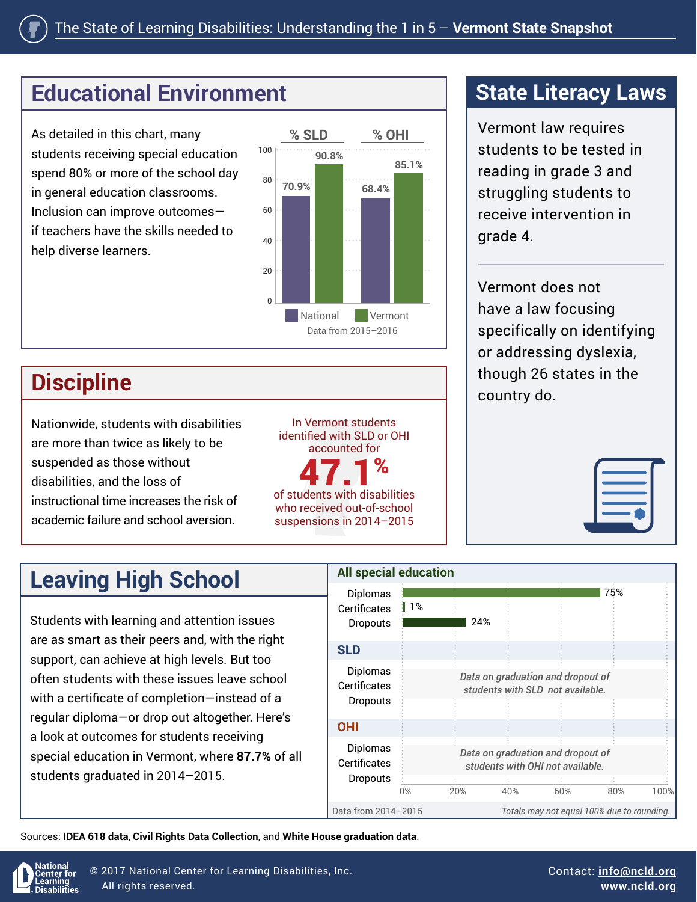# The State of Learning Disabilities: Understanding the 1 in 5 – **Vermont State Snapshot**

## Educational Environment

As detailed in this chart, many students receiving special education spend 80% or more of the school day in general education classrooms. Inclusion can improve outcomes—if teachers have the skills needed to help diverse learners.

% SLD
% OHI
100
80
60
40
20
0
70.9%
90.8%
68.4%
85.1%
National
Vermont
Data from 2015–2016

## State Literacy Laws

Vermont law requires students to be tested in reading in grade 3 and struggling students to receive intervention in grade 4.

Vermont does not have a law focusing specifically on identifying or addressing dyslexia, though 26 states in the country do.

## Discipline

Nationwide, students with disabilities are more than twice as likely to be suspended as those without disabilities, and the loss of instructional time increases the risk of academic failure and school aversion.

In Vermont students identified with SLD or OHI accounted for

**47.1%**

of students with disabilities who received out-of-school suspensions in 2014–2015

## Leaving High School

Students with learning and attention issues are as smart as their peers and, with the right support, can achieve at high levels. But too often students with these issues leave school with a certificate of completion—instead of a regular diploma—or drop out altogether. Here's a look at outcomes for students receiving special education in Vermont, where **87.7%** of all students graduated in 2014–2015.

**All special education**
Diplomas 75%
Certificates 1%
Dropouts 24%

**SLD**
Diplomas
Certificates
Dropouts
*Data on graduation and dropout of students with SLD not available.*

**OHI**
Diplomas
Certificates
Dropouts
*Data on graduation and dropout of students with OHI not available.*

0% 20% 40% 60% 80% 100%

Data from 2014–2015
*Totals may not equal 100% due to rounding.*

Sources: **IDEA 618 data**, **Civil Rights Data Collection**, and **White House graduation data**.

National Center for Learning Disabilities

© 2017 National Center for Learning Disabilities, Inc.
All rights reserved.

Contact: **info@ncld.org**
**www.ncld.org**